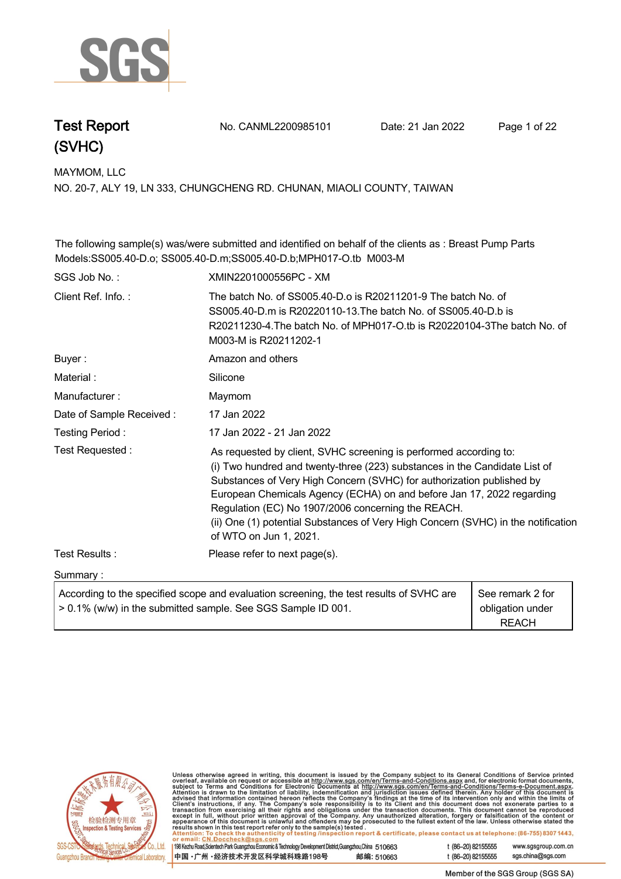# Test Report (SVHC)

No. CANML2200985101 Date: 21 Jan 2022

MAYMOM, LLC

NO. 20-7, ALY 19, LN 333, CHUNGCHENG RD. CHUNAN, MIAOLI COUNTY, TAIWAN

The following sample(s) was/were submitted and identified on behalf of the clients as : Breast Pump Parts Models:SS005.40-D.o; SS005.40-D.m;SS005.40-D.b;MPH017-O.tb M003-M

| | |
|---|---|
| SGS Job No. : | XMIN2201000556PC - XM |
| Client Ref. Info. : | The batch No. of SS005.40-D.o is R20211201-9 The batch No. of SS005.40-D.m is R20220110-13.The batch No. of SS005.40-D.b is R20211230-4.The batch No. of MPH017-O.tb is R20220104-3The batch No. of M003-M is R20211202-1 |
| Buyer : | Amazon and others |
| Material : | Silicone |
| Manufacturer : | Maymom |
| Date of Sample Received : | 17 Jan 2022 |
| Testing Period : | 17 Jan 2022 - 21 Jan 2022 |
| Test Requested : | As requested by client, SVHC screening is performed according to:<br>(i) Two hundred and twenty-three (223) substances in the Candidate List of Substances of Very High Concern (SVHC) for authorization published by European Chemicals Agency (ECHA) on and before Jan 17, 2022 regarding Regulation (EC) No 1907/2006 concerning the REACH.<br>(ii) One (1) potential Substances of Very High Concern (SVHC) in the notification of WTO on Jun 1, 2021. |
| Test Results : | Please refer to next page(s). |

Summary :

| | |
|---|---|
| According to the specified scope and evaluation screening, the test results of SVHC are > 0.1% (w/w) in the submitted sample. See SGS Sample ID 001. | See remark 2 for obligation under REACH |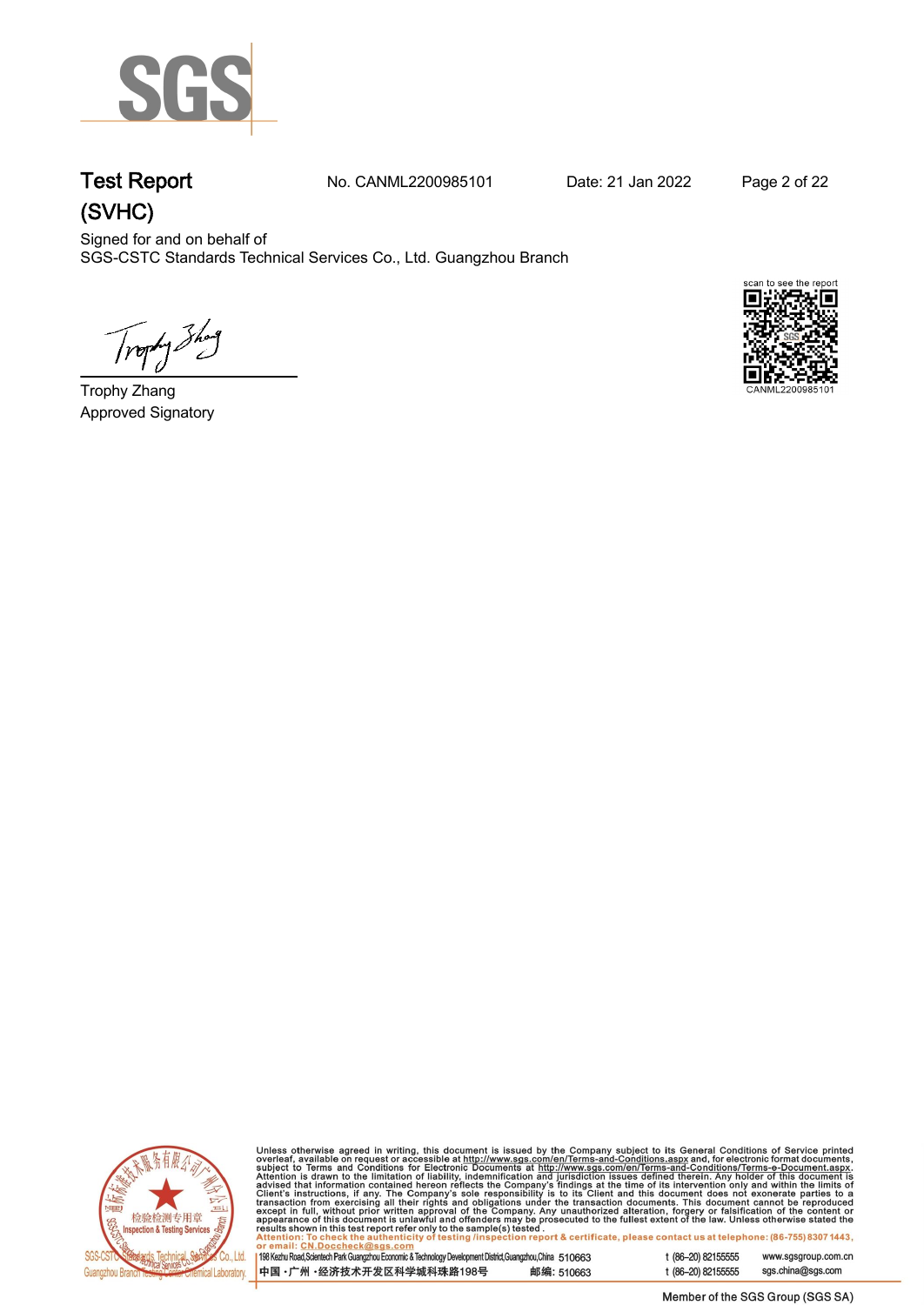# Test Report (SVHC)

No. CANML2200985101 Date: 21 Jan 2022

Signed for and on behalf of
SGS-CSTC Standards Technical Services Co., Ltd. Guangzhou Branch

scan to see the report
CANML2200985101

Trophy Zhang
Approved Signatory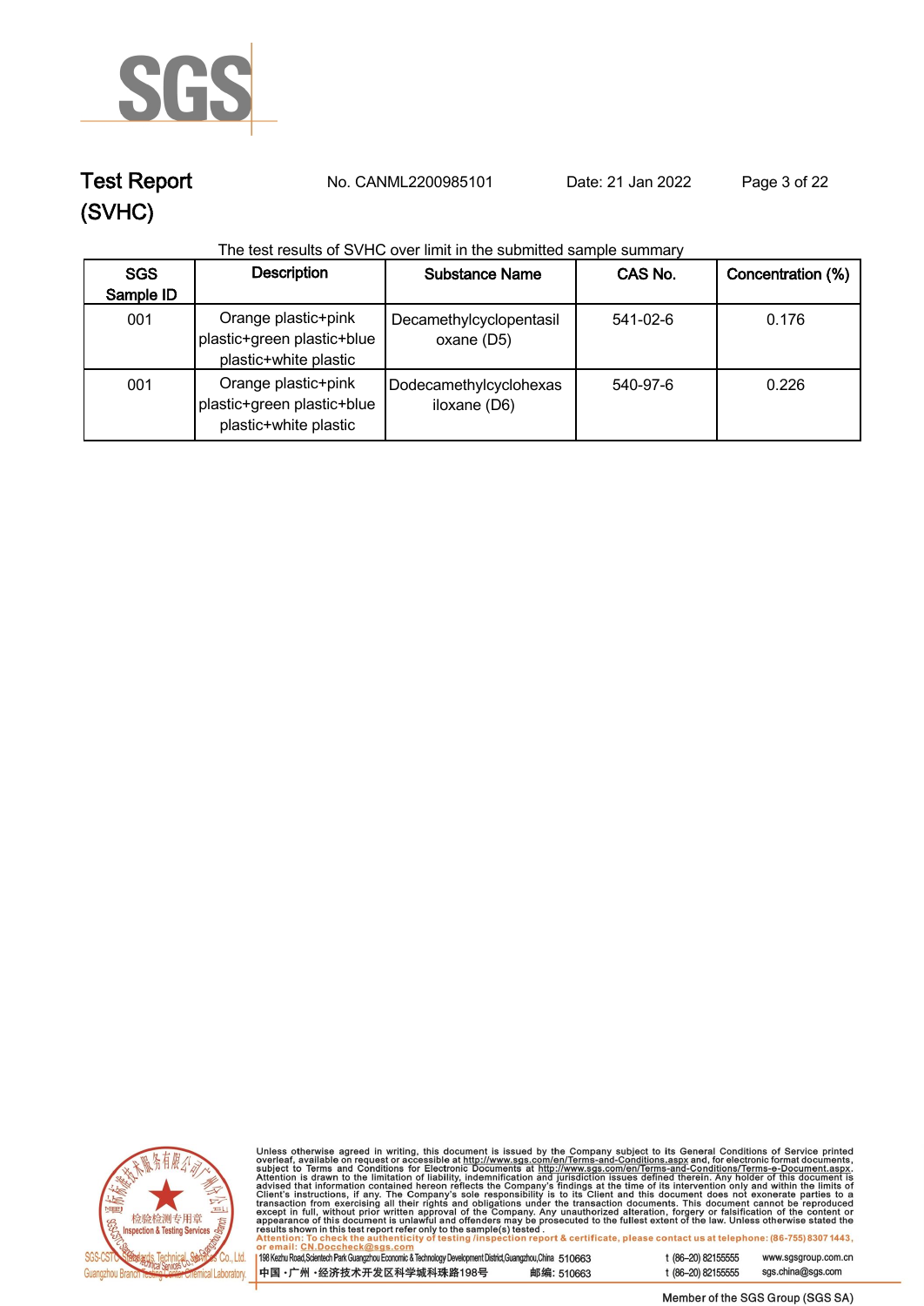# Test Report (SVHC)

No. CANML2200985101 Date: 21 Jan 2022

The test results of SVHC over limit in the submitted sample summary

| SGS Sample ID | Description | Substance Name | CAS No. | Concentration (%) |
|---|---|---|---|---|
| 001 | Orange plastic+pink plastic+green plastic+blue plastic+white plastic | Decamethylcyclopentasiloxane (D5) | 541-02-6 | 0.176 |
| 001 | Orange plastic+pink plastic+green plastic+blue plastic+white plastic | Dodecamethylcyclohexasiloxane (D6) | 540-97-6 | 0.226 |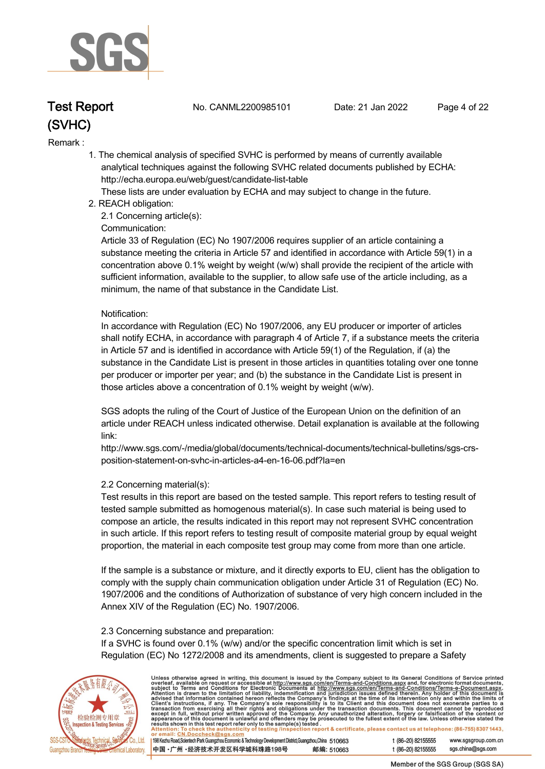Remark :

1. The chemical analysis of specified SVHC is performed by means of currently available analytical techniques against the following SVHC related documents published by ECHA: http://echa.europa.eu/web/guest/candidate-list-table
   These lists are under evaluation by ECHA and may subject to change in the future.
2. REACH obligation:
   2.1 Concerning article(s):
   Communication:
   Article 33 of Regulation (EC) No 1907/2006 requires supplier of an article containing a substance meeting the criteria in Article 57 and identified in accordance with Article 59(1) in a concentration above 0.1% weight by weight (w/w) shall provide the recipient of the article with sufficient information, available to the supplier, to allow safe use of the article including, as a minimum, the name of that substance in the Candidate List.

   Notification:
   In accordance with Regulation (EC) No 1907/2006, any EU producer or importer of articles shall notify ECHA, in accordance with paragraph 4 of Article 7, if a substance meets the criteria in Article 57 and is identified in accordance with Article 59(1) of the Regulation, if (a) the substance in the Candidate List is present in those articles in quantities totaling over one tonne per producer or importer per year; and (b) the substance in the Candidate List is present in those articles above a concentration of 0.1% weight by weight (w/w).

   SGS adopts the ruling of the Court of Justice of the European Union on the definition of an article under REACH unless indicated otherwise. Detail explanation is available at the following link:
   http://www.sgs.com/-/media/global/documents/technical-documents/technical-bulletins/sgs-crs-position-statement-on-svhc-in-articles-a4-en-16-06.pdf?la=en

   2.2 Concerning material(s):
   Test results in this report are based on the tested sample. This report refers to testing result of tested sample submitted as homogenous material(s). In case such material is being used to compose an article, the results indicated in this report may not represent SVHC concentration in such article. If this report refers to testing result of composite material group by equal weight proportion, the material in each composite test group may come from more than one article.

   If the sample is a substance or mixture, and it directly exports to EU, client has the obligation to comply with the supply chain communication obligation under Article 31 of Regulation (EC) No. 1907/2006 and the conditions of Authorization of substance of very high concern included in the Annex XIV of the Regulation (EC) No. 1907/2006.

   2.3 Concerning substance and preparation:
   If a SVHC is found over 0.1% (w/w) and/or the specific concentration limit which is set in Regulation (EC) No 1272/2008 and its amendments, client is suggested to prepare a Safety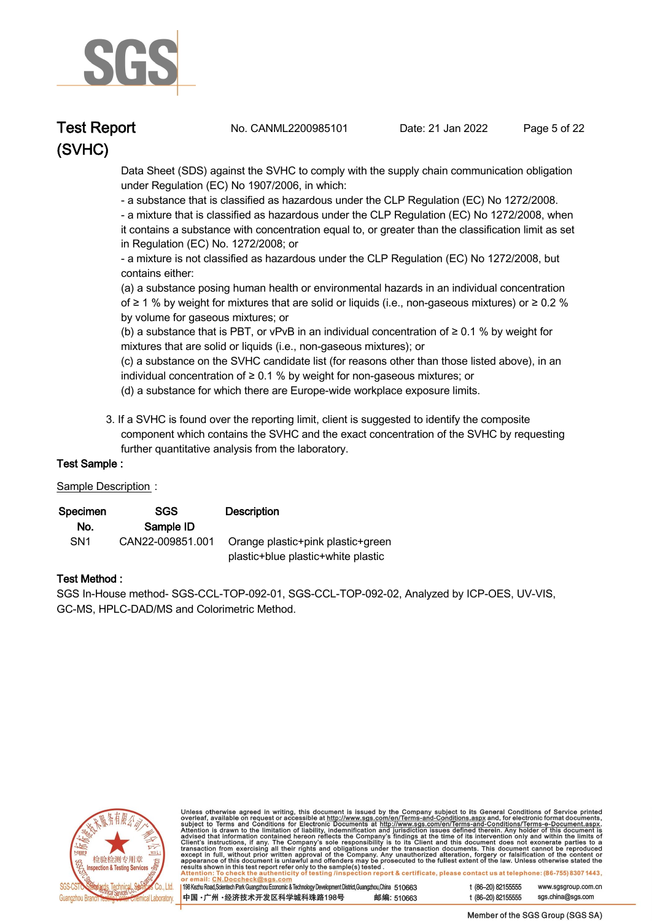Data Sheet (SDS) against the SVHC to comply with the supply chain communication obligation under Regulation (EC) No 1907/2006, in which:

- a substance that is classified as hazardous under the CLP Regulation (EC) No 1272/2008.
- a mixture that is classified as hazardous under the CLP Regulation (EC) No 1272/2008, when it contains a substance with concentration equal to, or greater than the classification limit as set in Regulation (EC) No. 1272/2008; or
- a mixture is not classified as hazardous under the CLP Regulation (EC) No 1272/2008, but contains either:

(a) a substance posing human health or environmental hazards in an individual concentration of ≥ 1 % by weight for mixtures that are solid or liquids (i.e., non-gaseous mixtures) or ≥ 0.2 % by volume for gaseous mixtures; or

(b) a substance that is PBT, or vPvB in an individual concentration of ≥ 0.1 % by weight for mixtures that are solid or liquids (i.e., non-gaseous mixtures); or

(c) a substance on the SVHC candidate list (for reasons other than those listed above), in an individual concentration of ≥ 0.1 % by weight for non-gaseous mixtures; or

(d) a substance for which there are Europe-wide workplace exposure limits.

3. If a SVHC is found over the reporting limit, client is suggested to identify the composite component which contains the SVHC and the exact concentration of the SVHC by requesting further quantitative analysis from the laboratory.

**Test Sample :**

Sample Description :

| Specimen No. | SGS Sample ID | Description |
|---|---|---|
| SN1 | CAN22-009851.001 | Orange plastic+pink plastic+green plastic+blue plastic+white plastic |

**Test Method :**

SGS In-House method- SGS-CCL-TOP-092-01, SGS-CCL-TOP-092-02, Analyzed by ICP-OES, UV-VIS, GC-MS, HPLC-DAD/MS and Colorimetric Method.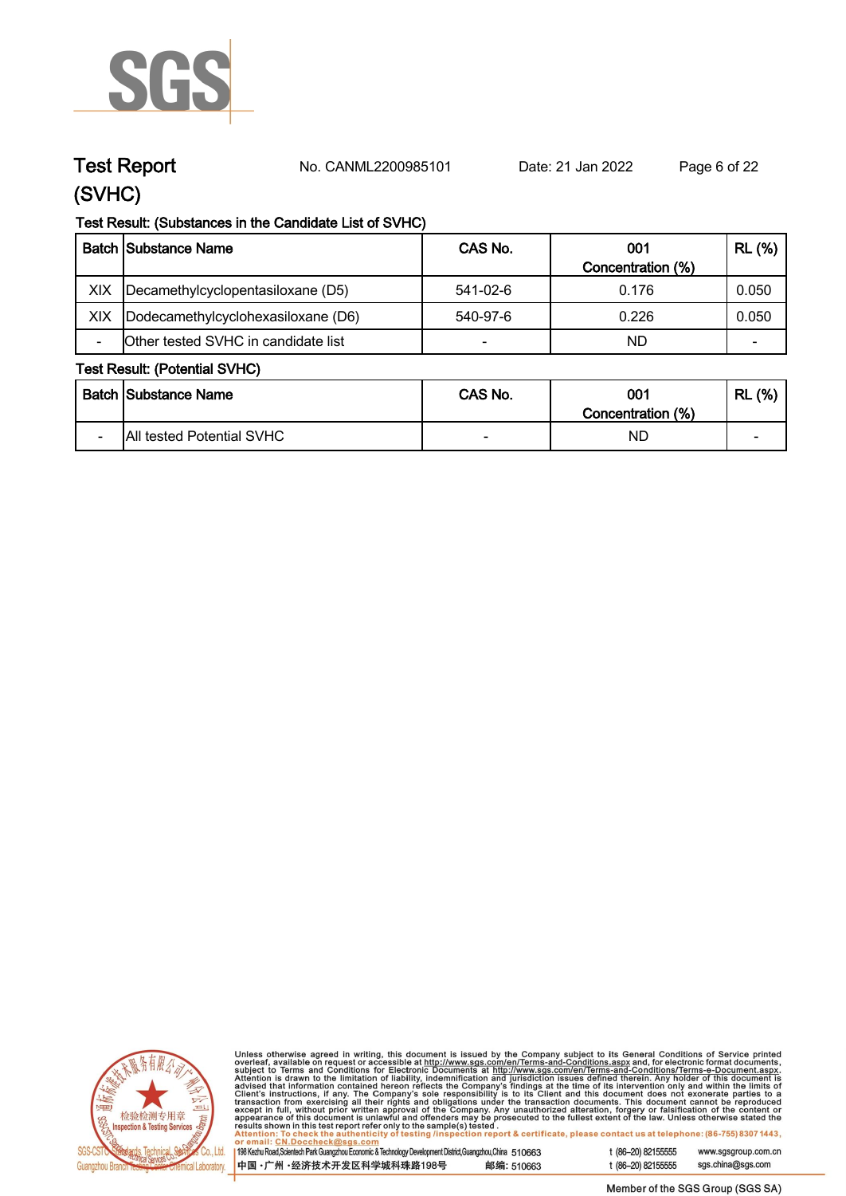# Test Report

No. CANML2200985101 Date: 21 Jan 2022

(SVHC)

Test Result: (Substances in the Candidate List of SVHC)

| Batch | Substance Name | CAS No. | 001 Concentration (%) | RL (%) |
|---|---|---|---|---|
| XIX | Decamethylcyclopentasiloxane (D5) | 541-02-6 | 0.176 | 0.050 |
| XIX | Dodecamethylcyclohexasiloxane (D6) | 540-97-6 | 0.226 | 0.050 |
| - | Other tested SVHC in candidate list | - | ND | - |

Test Result: (Potential SVHC)

| Batch | Substance Name | CAS No. | 001 Concentration (%) | RL (%) |
|---|---|---|---|---|
| - | All tested Potential SVHC | - | ND | - |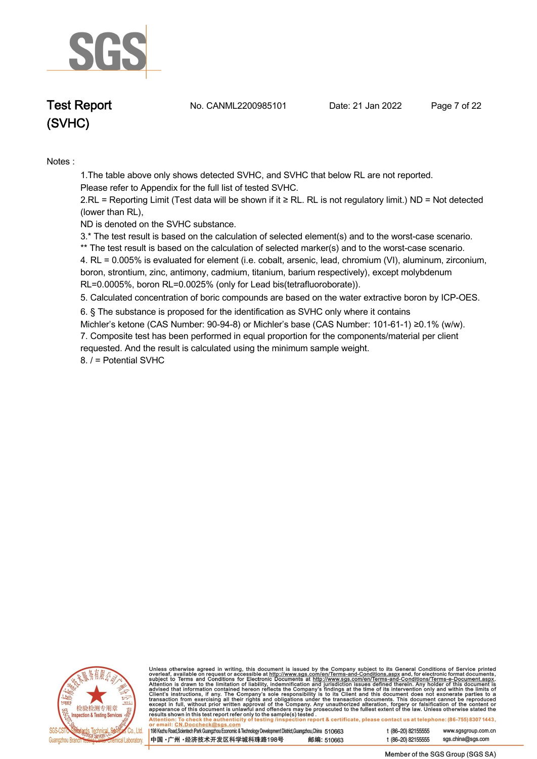Notes :

1.The table above only shows detected SVHC, and SVHC that below RL are not reported.
Please refer to Appendix for the full list of tested SVHC.

2.RL = Reporting Limit (Test data will be shown if it ≥ RL. RL is not regulatory limit.) ND = Not detected (lower than RL),
ND is denoted on the SVHC substance.

3.* The test result is based on the calculation of selected element(s) and to the worst-case scenario.
** The test result is based on the calculation of selected marker(s) and to the worst-case scenario.

4. RL = 0.005% is evaluated for element (i.e. cobalt, arsenic, lead, chromium (VI), aluminum, zirconium, boron, strontium, zinc, antimony, cadmium, titanium, barium respectively), except molybdenum RL=0.0005%, boron RL=0.0025% (only for Lead bis(tetrafluoroborate)).

5. Calculated concentration of boric compounds are based on the water extractive boron by ICP-OES.

6. § The substance is proposed for the identification as SVHC only where it contains
Michler's ketone (CAS Number: 90-94-8) or Michler's base (CAS Number: 101-61-1) ≥0.1% (w/w).

7. Composite test has been performed in equal proportion for the components/material per client requested. And the result is calculated using the minimum sample weight.

8. / = Potential SVHC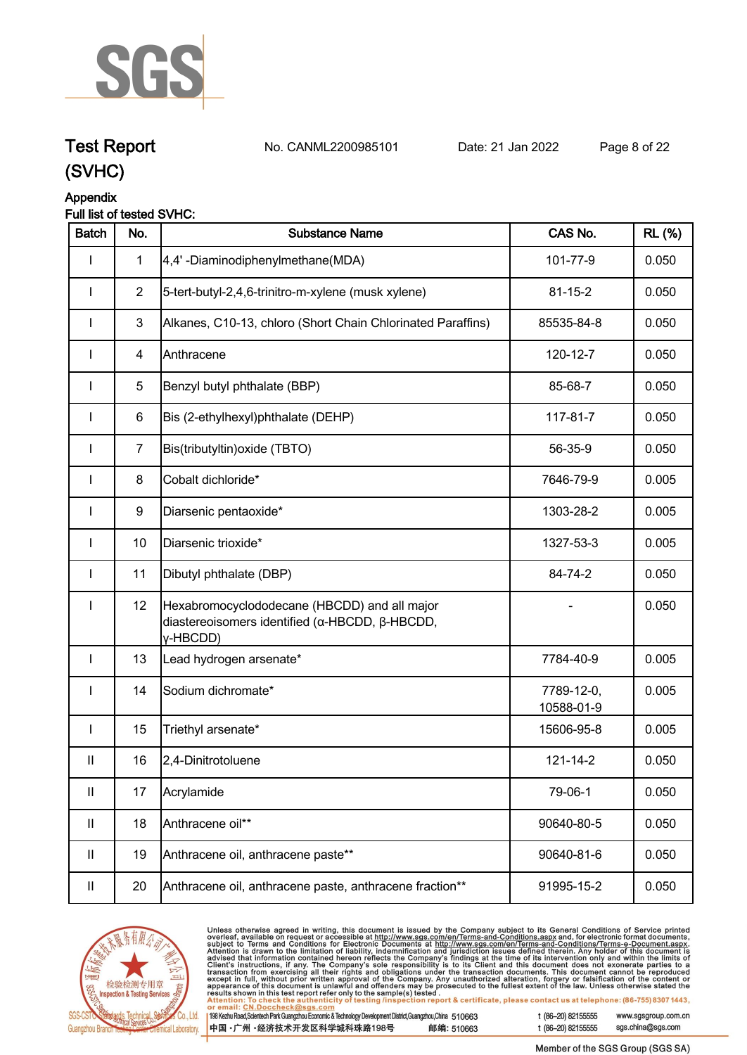# Test Report (SVHC)

No. CANML2200985101 Date: 21 Jan 2022

## Appendix

**Full list of tested SVHC:**

| Batch | No. | Substance Name | CAS No. | RL (%) |
|---|---|---|---|---|
| I | 1 | 4,4' -Diaminodiphenylmethane(MDA) | 101-77-9 | 0.050 |
| I | 2 | 5-tert-butyl-2,4,6-trinitro-m-xylene (musk xylene) | 81-15-2 | 0.050 |
| I | 3 | Alkanes, C10-13, chloro (Short Chain Chlorinated Paraffins) | 85535-84-8 | 0.050 |
| I | 4 | Anthracene | 120-12-7 | 0.050 |
| I | 5 | Benzyl butyl phthalate (BBP) | 85-68-7 | 0.050 |
| I | 6 | Bis (2-ethylhexyl)phthalate (DEHP) | 117-81-7 | 0.050 |
| I | 7 | Bis(tributyltin)oxide (TBTO) | 56-35-9 | 0.050 |
| I | 8 | Cobalt dichloride* | 7646-79-9 | 0.005 |
| I | 9 | Diarsenic pentaoxide* | 1303-28-2 | 0.005 |
| I | 10 | Diarsenic trioxide* | 1327-53-3 | 0.005 |
| I | 11 | Dibutyl phthalate (DBP) | 84-74-2 | 0.050 |
| I | 12 | Hexabromocyclododecane (HBCDD) and all major diastereoisomers identified (α-HBCDD, β-HBCDD, γ-HBCDD) | - | 0.050 |
| I | 13 | Lead hydrogen arsenate* | 7784-40-9 | 0.005 |
| I | 14 | Sodium dichromate* | 7789-12-0, 10588-01-9 | 0.005 |
| I | 15 | Triethyl arsenate* | 15606-95-8 | 0.005 |
| II | 16 | 2,4-Dinitrotoluene | 121-14-2 | 0.050 |
| II | 17 | Acrylamide | 79-06-1 | 0.050 |
| II | 18 | Anthracene oil** | 90640-80-5 | 0.050 |
| II | 19 | Anthracene oil, anthracene paste** | 90640-81-6 | 0.050 |
| II | 20 | Anthracene oil, anthracene paste, anthracene fraction** | 91995-15-2 | 0.050 |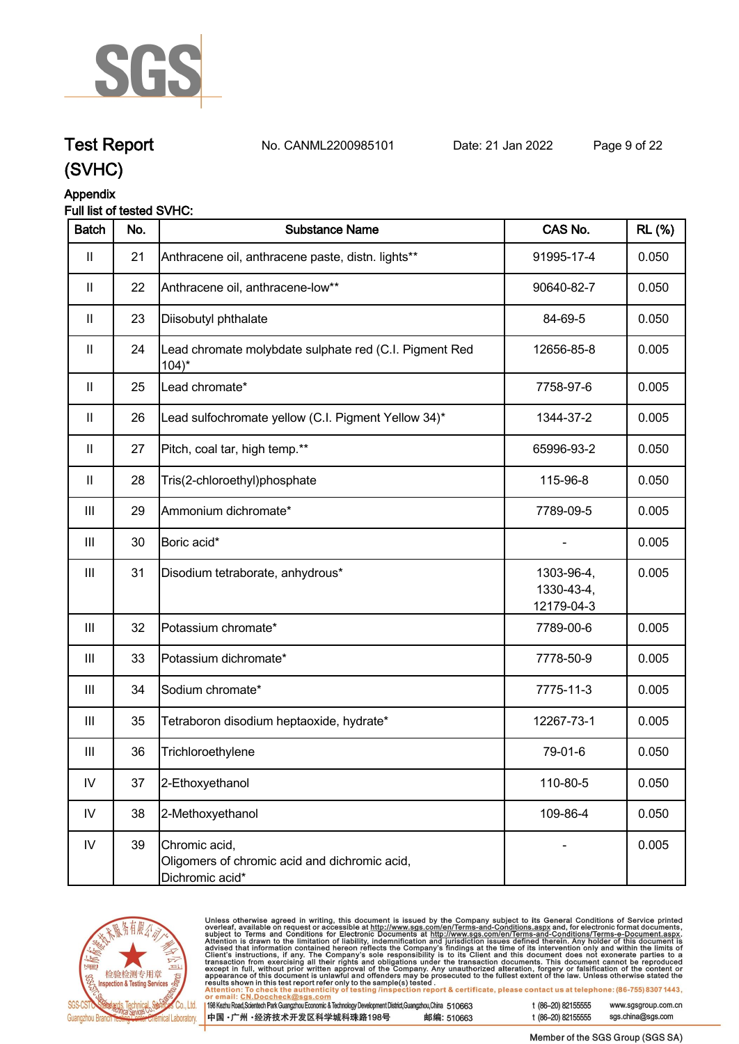# Test Report (SVHC)

No. CANML2200985101 Date: 21 Jan 2022

Appendix

Full list of tested SVHC:

| Batch | No. | Substance Name | CAS No. | RL (%) |
|---|---|---|---|---|
| II | 21 | Anthracene oil, anthracene paste, distn. lights** | 91995-17-4 | 0.050 |
| II | 22 | Anthracene oil, anthracene-low** | 90640-82-7 | 0.050 |
| II | 23 | Diisobutyl phthalate | 84-69-5 | 0.050 |
| II | 24 | Lead chromate molybdate sulphate red (C.I. Pigment Red 104)* | 12656-85-8 | 0.005 |
| II | 25 | Lead chromate* | 7758-97-6 | 0.005 |
| II | 26 | Lead sulfochromate yellow (C.I. Pigment Yellow 34)* | 1344-37-2 | 0.005 |
| II | 27 | Pitch, coal tar, high temp.** | 65996-93-2 | 0.050 |
| II | 28 | Tris(2-chloroethyl)phosphate | 115-96-8 | 0.050 |
| III | 29 | Ammonium dichromate* | 7789-09-5 | 0.005 |
| III | 30 | Boric acid* | - | 0.005 |
| III | 31 | Disodium tetraborate, anhydrous* | 1303-96-4, 1330-43-4, 12179-04-3 | 0.005 |
| III | 32 | Potassium chromate* | 7789-00-6 | 0.005 |
| III | 33 | Potassium dichromate* | 7778-50-9 | 0.005 |
| III | 34 | Sodium chromate* | 7775-11-3 | 0.005 |
| III | 35 | Tetraboron disodium heptaoxide, hydrate* | 12267-73-1 | 0.005 |
| III | 36 | Trichloroethylene | 79-01-6 | 0.050 |
| IV | 37 | 2-Ethoxyethanol | 110-80-5 | 0.050 |
| IV | 38 | 2-Methoxyethanol | 109-86-4 | 0.050 |
| IV | 39 | Chromic acid, Oligomers of chromic acid and dichromic acid, Dichromic acid* | - | 0.005 |

Unless otherwise agreed in writing, this document is issued by the Company subject to its General Conditions of Service printed overleaf, available on request or accessible at http://www.sgs.com/en/Terms-and-Conditions.aspx and, for electronic format documents, subject to Terms and Conditions for Electronic Documents at http://www.sgs.com/en/Terms-and-Conditions/Terms-e-Document.aspx. Attention is drawn to the limitation of liability, indemnification and jurisdiction issues defined therein. Any holder of this document is advised that information contained hereon reflects the Company's findings at the time of its intervention only and within the limits of Client's instructions, if any. The Company's sole responsibility is to its Client and this document does not exonerate parties to a transaction from exercising all their rights and obligations under the transaction documents. This document cannot be reproduced except in full, without prior written approval of the Company. Any unauthorized alteration, forgery or falsification of the content or appearance of this document is unlawful and offenders may be prosecuted to the fullest extent of the law. Unless otherwise stated the results shown in this test report refer only to the sample(s) tested.

Attention: To check the authenticity of testing /inspection report & certificate, please contact us at telephone: (86-755) 8307 1443, or email: CN.Doccheck@sgs.com

198 Kezhu Road,Scientech Park Guangzhou Economic & Technology Development District,Guangzhou,China 510663 t (86–20) 82155555 www.sgsgroup.com.cn

中国・广州・经济技术开发区科学城科珠路198号 邮编: 510663 t (86–20) 82155555 sgs.china@sgs.com

Member of the SGS Group (SGS SA)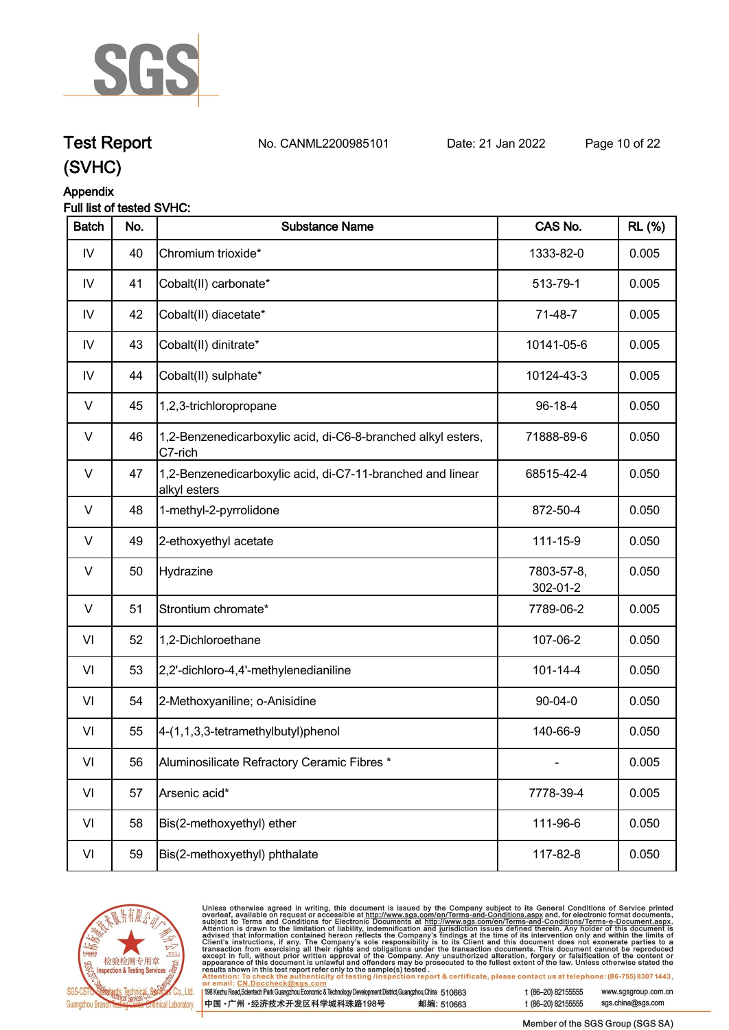# Test Report (SVHC)

No. CANML2200985101    Date: 21 Jan 2022

## Appendix

**Full list of tested SVHC:**

| Batch | No. | Substance Name | CAS No. | RL (%) |
|---|---|---|---|---|
| IV | 40 | Chromium trioxide* | 1333-82-0 | 0.005 |
| IV | 41 | Cobalt(II) carbonate* | 513-79-1 | 0.005 |
| IV | 42 | Cobalt(II) diacetate* | 71-48-7 | 0.005 |
| IV | 43 | Cobalt(II) dinitrate* | 10141-05-6 | 0.005 |
| IV | 44 | Cobalt(II) sulphate* | 10124-43-3 | 0.005 |
| V | 45 | 1,2,3-trichloropropane | 96-18-4 | 0.050 |
| V | 46 | 1,2-Benzenedicarboxylic acid, di-C6-8-branched alkyl esters, C7-rich | 71888-89-6 | 0.050 |
| V | 47 | 1,2-Benzenedicarboxylic acid, di-C7-11-branched and linear alkyl esters | 68515-42-4 | 0.050 |
| V | 48 | 1-methyl-2-pyrrolidone | 872-50-4 | 0.050 |
| V | 49 | 2-ethoxyethyl acetate | 111-15-9 | 0.050 |
| V | 50 | Hydrazine | 7803-57-8, 302-01-2 | 0.050 |
| V | 51 | Strontium chromate* | 7789-06-2 | 0.005 |
| VI | 52 | 1,2-Dichloroethane | 107-06-2 | 0.050 |
| VI | 53 | 2,2'-dichloro-4,4'-methylenedianiline | 101-14-4 | 0.050 |
| VI | 54 | 2-Methoxyaniline; o-Anisidine | 90-04-0 | 0.050 |
| VI | 55 | 4-(1,1,3,3-tetramethylbutyl)phenol | 140-66-9 | 0.050 |
| VI | 56 | Aluminosilicate Refractory Ceramic Fibres * | - | 0.005 |
| VI | 57 | Arsenic acid* | 7778-39-4 | 0.005 |
| VI | 58 | Bis(2-methoxyethyl) ether | 111-96-6 | 0.050 |
| VI | 59 | Bis(2-methoxyethyl) phthalate | 117-82-8 | 0.050 |

Unless otherwise agreed in writing, this document is issued by the Company subject to its General Conditions of Service printed overleaf, available on request or accessible at http://www.sgs.com/en/Terms-and-Conditions.aspx and, for electronic format documents, subject to Terms and Conditions for Electronic Documents at http://www.sgs.com/en/Terms-and-Conditions/Terms-e-Document.aspx. Attention is drawn to the limitation of liability, indemnification and jurisdiction issues defined therein. Any holder of this document is advised that information contained hereon reflects the Company's findings at the time of its intervention only and within the limits of Client's instructions, if any. The Company's sole responsibility is to its Client and this document does not exonerate parties to a transaction from exercising all their rights and obligations under the transaction documents. This document cannot be reproduced except in full, without prior written approval of the Company. Any unauthorized alteration, forgery or falsification of the content or appearance of this document is unlawful and offenders may be prosecuted to the fullest extent of the law. Unless otherwise stated the results shown in this test report refer only to the sample(s) tested.

Attention: To check the authenticity of testing /inspection report & certificate, please contact us at telephone: (86-755) 8307 1443, or email: CN.Doccheck@sgs.com

198 Kezhu Road,Scientech Park Guangzhou Economic & Technology Development District,Guangzhou,China 510663 t (86–20) 82155555 www.sgsgroup.com.cn

中国 ·广州 ·经济技术开发区科学城科珠路198号 邮编: 510663 t (86–20) 82155555 sgs.china@sgs.com

Member of the SGS Group (SGS SA)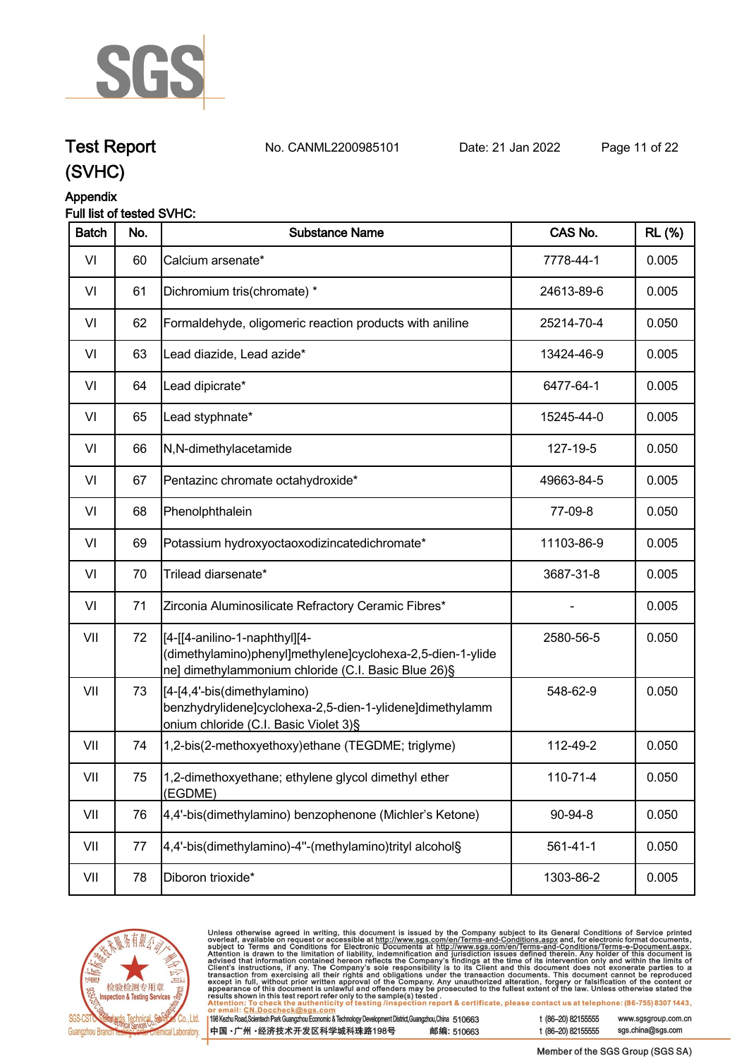# Test Report (SVHC)

No. CANML2200985101 Date: 21 Jan 2022

## Appendix

**Full list of tested SVHC:**

| Batch | No. | Substance Name | CAS No. | RL (%) |
|---|---|---|---|---|
| VI | 60 | Calcium arsenate* | 7778-44-1 | 0.005 |
| VI | 61 | Dichromium tris(chromate) * | 24613-89-6 | 0.005 |
| VI | 62 | Formaldehyde, oligomeric reaction products with aniline | 25214-70-4 | 0.050 |
| VI | 63 | Lead diazide, Lead azide* | 13424-46-9 | 0.005 |
| VI | 64 | Lead dipicrate* | 6477-64-1 | 0.005 |
| VI | 65 | Lead styphnate* | 15245-44-0 | 0.005 |
| VI | 66 | N,N-dimethylacetamide | 127-19-5 | 0.050 |
| VI | 67 | Pentazinc chromate octahydroxide* | 49663-84-5 | 0.005 |
| VI | 68 | Phenolphthalein | 77-09-8 | 0.050 |
| VI | 69 | Potassium hydroxyoctaoxodizincatedichromate* | 11103-86-9 | 0.005 |
| VI | 70 | Trilead diarsenate* | 3687-31-8 | 0.005 |
| VI | 71 | Zirconia Aluminosilicate Refractory Ceramic Fibres* | - | 0.005 |
| VII | 72 | [4-[[4-anilino-1-naphthyl][4-(dimethylamino)phenyl]methylene]cyclohexa-2,5-dien-1-ylidene] dimethylammonium chloride (C.I. Basic Blue 26)§ | 2580-56-5 | 0.050 |
| VII | 73 | [4-[4,4'-bis(dimethylamino) benzhydrylidene]cyclohexa-2,5-dien-1-ylidene]dimethylammonium chloride (C.I. Basic Violet 3)§ | 548-62-9 | 0.050 |
| VII | 74 | 1,2-bis(2-methoxyethoxy)ethane (TEGDME; triglyme) | 112-49-2 | 0.050 |
| VII | 75 | 1,2-dimethoxyethane; ethylene glycol dimethyl ether (EGDME) | 110-71-4 | 0.050 |
| VII | 76 | 4,4'-bis(dimethylamino) benzophenone (Michler's Ketone) | 90-94-8 | 0.050 |
| VII | 77 | 4,4'-bis(dimethylamino)-4''-(methylamino)trityl alcohol§ | 561-41-1 | 0.050 |
| VII | 78 | Diboron trioxide* | 1303-86-2 | 0.005 |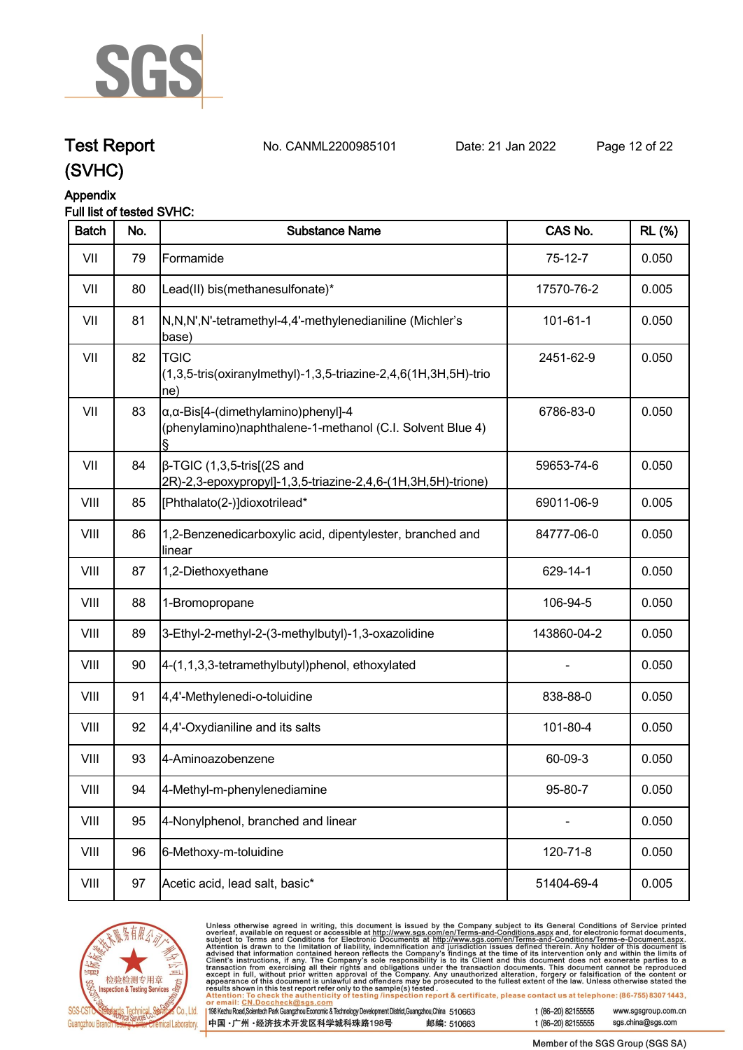# Test Report (SVHC)

No. CANML2200985101　　Date: 21 Jan 2022

Appendix

Full list of tested SVHC:

| Batch | No. | Substance Name | CAS No. | RL (%) |
|---|---|---|---|---|
| VII | 79 | Formamide | 75-12-7 | 0.050 |
| VII | 80 | Lead(II) bis(methanesulfonate)* | 17570-76-2 | 0.005 |
| VII | 81 | N,N,N',N'-tetramethyl-4,4'-methylenedianiline (Michler's base) | 101-61-1 | 0.050 |
| VII | 82 | TGIC (1,3,5-tris(oxiranylmethyl)-1,3,5-triazine-2,4,6(1H,3H,5H)-trione) | 2451-62-9 | 0.050 |
| VII | 83 | α,α-Bis[4-(dimethylamino)phenyl]-4 (phenylamino)naphthalene-1-methanol (C.I. Solvent Blue 4) § | 6786-83-0 | 0.050 |
| VII | 84 | β-TGIC (1,3,5-tris[(2S and 2R)-2,3-epoxypropyl]-1,3,5-triazine-2,4,6-(1H,3H,5H)-trione) | 59653-74-6 | 0.050 |
| VIII | 85 | [Phthalato(2-)]dioxotrilead* | 69011-06-9 | 0.005 |
| VIII | 86 | 1,2-Benzenedicarboxylic acid, dipentylester, branched and linear | 84777-06-0 | 0.050 |
| VIII | 87 | 1,2-Diethoxyethane | 629-14-1 | 0.050 |
| VIII | 88 | 1-Bromopropane | 106-94-5 | 0.050 |
| VIII | 89 | 3-Ethyl-2-methyl-2-(3-methylbutyl)-1,3-oxazolidine | 143860-04-2 | 0.050 |
| VIII | 90 | 4-(1,1,3,3-tetramethylbutyl)phenol, ethoxylated | - | 0.050 |
| VIII | 91 | 4,4'-Methylenedi-o-toluidine | 838-88-0 | 0.050 |
| VIII | 92 | 4,4'-Oxydianiline and its salts | 101-80-4 | 0.050 |
| VIII | 93 | 4-Aminoazobenzene | 60-09-3 | 0.050 |
| VIII | 94 | 4-Methyl-m-phenylenediamine | 95-80-7 | 0.050 |
| VIII | 95 | 4-Nonylphenol, branched and linear | - | 0.050 |
| VIII | 96 | 6-Methoxy-m-toluidine | 120-71-8 | 0.050 |
| VIII | 97 | Acetic acid, lead salt, basic* | 51404-69-4 | 0.005 |

Unless otherwise agreed in writing, this document is issued by the Company subject to its General Conditions of Service printed overleaf, available on request or accessible at http://www.sgs.com/en/Terms-and-Conditions.aspx and, for electronic format documents, subject to Terms and Conditions for Electronic Documents at http://www.sgs.com/en/Terms-and-Conditions/Terms-e-Document.aspx. Attention is drawn to the limitation of liability, indemnification and jurisdiction issues defined therein. Any holder of this document is advised that information contained hereon reflects the Company's findings at the time of its intervention only and within the limits of Client's instructions, if any. The Company's sole responsibility is to its Client and this document does not exonerate parties to a transaction from exercising all their rights and obligations under the transaction documents. This document cannot be reproduced except in full, without prior written approval of the Company. Any unauthorized alteration, forgery or falsification of the content or appearance of this document is unlawful and offenders may be prosecuted to the fullest extent of the law. Unless otherwise stated the results shown in this test report refer only to the sample(s) tested.

Attention: To check the authenticity of testing /inspection report & certificate, please contact us at telephone: (86-755) 8307 1443, or email: CN.Doccheck@sgs.com

SGS-CSTC Standards Technical Services Co., Ltd. Guangzhou Branch Testing Center Chemical Laboratory

198 Kezhu Road,Scientech Park Guangzhou Economic & Technology Development District,Guangzhou,China 510663 　t (86–20) 82155555 　www.sgsgroup.com.cn

中国・广州・经济技术开发区科学城科珠路198号 　邮编: 510663 　t (86–20) 82155555 　sgs.china@sgs.com

Member of the SGS Group (SGS SA)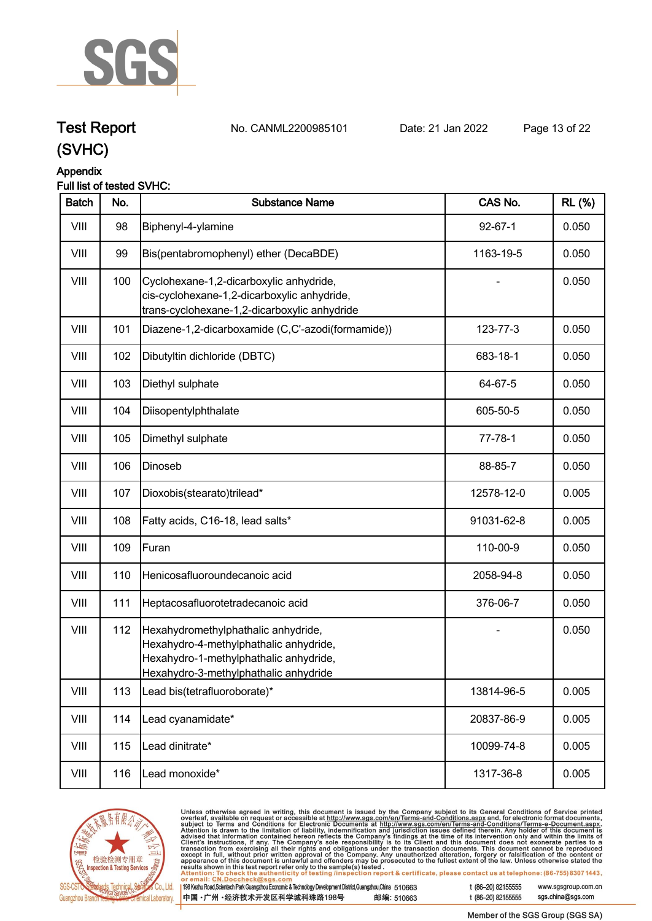# Test Report (SVHC)

No. CANML2200985101 Date: 21 Jan 2022

## Appendix

Full list of tested SVHC:

| Batch | No. | Substance Name | CAS No. | RL (%) |
|---|---|---|---|---|
| VIII | 98 | Biphenyl-4-ylamine | 92-67-1 | 0.050 |
| VIII | 99 | Bis(pentabromophenyl) ether (DecaBDE) | 1163-19-5 | 0.050 |
| VIII | 100 | Cyclohexane-1,2-dicarboxylic anhydride, cis-cyclohexane-1,2-dicarboxylic anhydride, trans-cyclohexane-1,2-dicarboxylic anhydride | - | 0.050 |
| VIII | 101 | Diazene-1,2-dicarboxamide (C,C'-azodi(formamide)) | 123-77-3 | 0.050 |
| VIII | 102 | Dibutyltin dichloride (DBTC) | 683-18-1 | 0.050 |
| VIII | 103 | Diethyl sulphate | 64-67-5 | 0.050 |
| VIII | 104 | Diisopentylphthalate | 605-50-5 | 0.050 |
| VIII | 105 | Dimethyl sulphate | 77-78-1 | 0.050 |
| VIII | 106 | Dinoseb | 88-85-7 | 0.050 |
| VIII | 107 | Dioxobis(stearato)trilead* | 12578-12-0 | 0.005 |
| VIII | 108 | Fatty acids, C16-18, lead salts* | 91031-62-8 | 0.005 |
| VIII | 109 | Furan | 110-00-9 | 0.050 |
| VIII | 110 | Henicosafluoroundecanoic acid | 2058-94-8 | 0.050 |
| VIII | 111 | Heptacosafluorotetradecanoic acid | 376-06-7 | 0.050 |
| VIII | 112 | Hexahydromethylphathalic anhydride, Hexahydro-4-methylphathalic anhydride, Hexahydro-1-methylphathalic anhydride, Hexahydro-3-methylphathalic anhydride | - | 0.050 |
| VIII | 113 | Lead bis(tetrafluoroborate)* | 13814-96-5 | 0.005 |
| VIII | 114 | Lead cyanamidate* | 20837-86-9 | 0.005 |
| VIII | 115 | Lead dinitrate* | 10099-74-8 | 0.005 |
| VIII | 116 | Lead monoxide* | 1317-36-8 | 0.005 |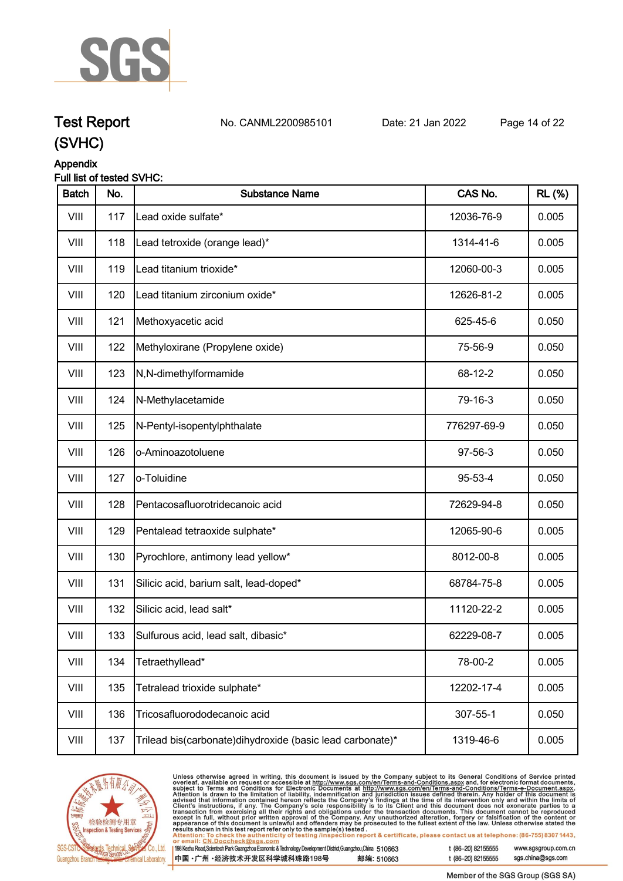# Test Report (SVHC)

No. CANML2200985101 Date: 21 Jan 2022

## Appendix

Full list of tested SVHC:

| Batch | No. | Substance Name | CAS No. | RL (%) |
|---|---|---|---|---|
| VIII | 117 | Lead oxide sulfate* | 12036-76-9 | 0.005 |
| VIII | 118 | Lead tetroxide (orange lead)* | 1314-41-6 | 0.005 |
| VIII | 119 | Lead titanium trioxide* | 12060-00-3 | 0.005 |
| VIII | 120 | Lead titanium zirconium oxide* | 12626-81-2 | 0.005 |
| VIII | 121 | Methoxyacetic acid | 625-45-6 | 0.050 |
| VIII | 122 | Methyloxirane (Propylene oxide) | 75-56-9 | 0.050 |
| VIII | 123 | N,N-dimethylformamide | 68-12-2 | 0.050 |
| VIII | 124 | N-Methylacetamide | 79-16-3 | 0.050 |
| VIII | 125 | N-Pentyl-isopentylphthalate | 776297-69-9 | 0.050 |
| VIII | 126 | o-Aminoazotoluene | 97-56-3 | 0.050 |
| VIII | 127 | o-Toluidine | 95-53-4 | 0.050 |
| VIII | 128 | Pentacosafluorotridecanoic acid | 72629-94-8 | 0.050 |
| VIII | 129 | Pentalead tetraoxide sulphate* | 12065-90-6 | 0.005 |
| VIII | 130 | Pyrochlore, antimony lead yellow* | 8012-00-8 | 0.005 |
| VIII | 131 | Silicic acid, barium salt, lead-doped* | 68784-75-8 | 0.005 |
| VIII | 132 | Silicic acid, lead salt* | 11120-22-2 | 0.005 |
| VIII | 133 | Sulfurous acid, lead salt, dibasic* | 62229-08-7 | 0.005 |
| VIII | 134 | Tetraethyllead* | 78-00-2 | 0.005 |
| VIII | 135 | Tetralead trioxide sulphate* | 12202-17-4 | 0.005 |
| VIII | 136 | Tricosafluorododecanoic acid | 307-55-1 | 0.050 |
| VIII | 137 | Trilead bis(carbonate)dihydroxide (basic lead carbonate)* | 1319-46-6 | 0.005 |

Unless otherwise agreed in writing, this document is issued by the Company subject to its General Conditions of Service printed overleaf, available on request or accessible at http://www.sgs.com/en/Terms-and-Conditions.aspx and, for electronic format documents, subject to Terms and Conditions for Electronic Documents at http://www.sgs.com/en/Terms-and-Conditions/Terms-e-Document.aspx. Attention is drawn to the limitation of liability, indemnification and jurisdiction issues defined therein. Any holder of this document is advised that information contained hereon reflects the Company's findings at the time of its intervention only and within the limits of Client's instructions, if any. The Company's sole responsibility is to its Client and this document does not exonerate parties to a transaction from exercising all their rights and obligations under the transaction documents. This document cannot be reproduced except in full, without prior written approval of the Company. Any unauthorized alteration, forgery or falsification of the content or appearance of this document is unlawful and offenders may be prosecuted to the fullest extent of the law. Unless otherwise stated the results shown in this test report refer only to the sample(s) tested.
Attention: To check the authenticity of testing /inspection report & certificate, please contact us at telephone: (86-755) 8307 1443, or email: CN.Doccheck@sgs.com

198 Kezhu Road,Scientech Park Guangzhou Economic & Technology Development District,Guangzhou,China 510663 t (86–20) 82155555 www.sgsgroup.com.cn
中国 · 广州 · 经济技术开发区科学城科珠路198号 邮编: 510663 t (86–20) 82155555 sgs.china@sgs.com

Member of the SGS Group (SGS SA)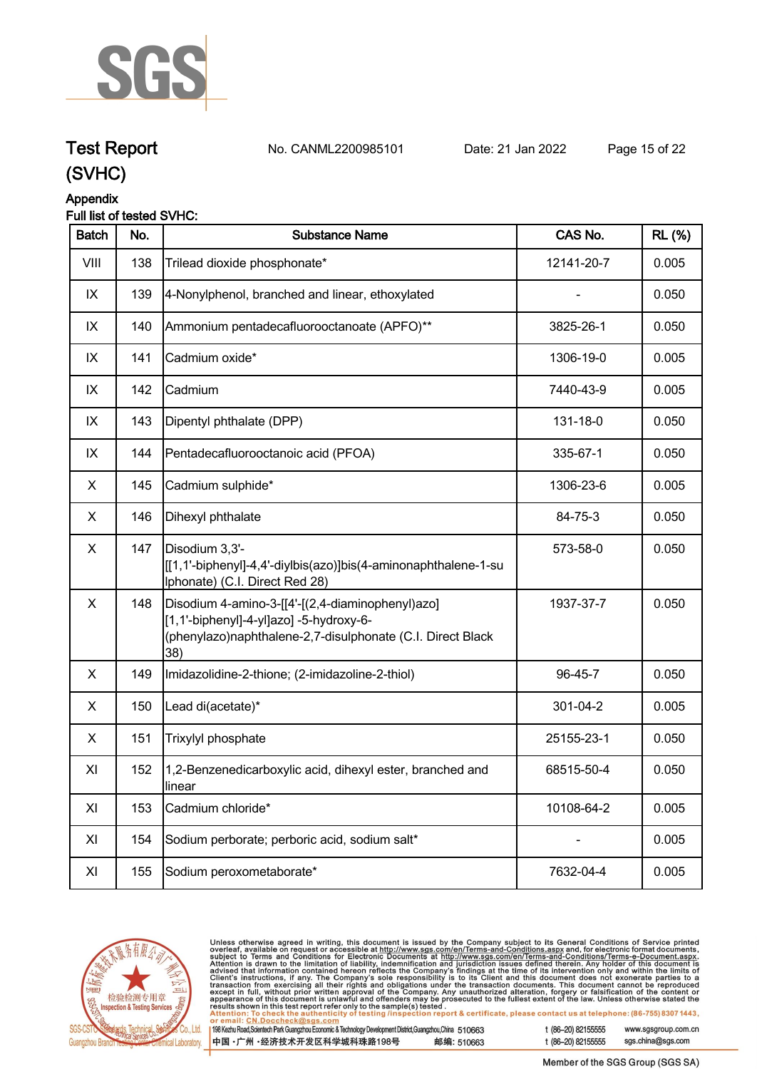# Test Report (SVHC)

No. CANML2200985101 Date: 21 Jan 2022

Appendix

Full list of tested SVHC:

| Batch | No. | Substance Name | CAS No. | RL (%) |
|---|---|---|---|---|
| VIII | 138 | Trilead dioxide phosphonate* | 12141-20-7 | 0.005 |
| IX | 139 | 4-Nonylphenol, branched and linear, ethoxylated | - | 0.050 |
| IX | 140 | Ammonium pentadecafluorooctanoate (APFO)** | 3825-26-1 | 0.050 |
| IX | 141 | Cadmium oxide* | 1306-19-0 | 0.005 |
| IX | 142 | Cadmium | 7440-43-9 | 0.005 |
| IX | 143 | Dipentyl phthalate (DPP) | 131-18-0 | 0.050 |
| IX | 144 | Pentadecafluorooctanoic acid (PFOA) | 335-67-1 | 0.050 |
| X | 145 | Cadmium sulphide* | 1306-23-6 | 0.005 |
| X | 146 | Dihexyl phthalate | 84-75-3 | 0.050 |
| X | 147 | Disodium 3,3'-[[1,1'-biphenyl]-4,4'-diylbis(azo)]bis(4-aminonaphthalene-1-sulphonate) (C.I. Direct Red 28) | 573-58-0 | 0.050 |
| X | 148 | Disodium 4-amino-3-[[4'-[(2,4-diaminophenyl)azo][1,1'-biphenyl]-4-yl]azo] -5-hydroxy-6-(phenylazo)naphthalene-2,7-disulphonate (C.I. Direct Black 38) | 1937-37-7 | 0.050 |
| X | 149 | Imidazolidine-2-thione; (2-imidazoline-2-thiol) | 96-45-7 | 0.050 |
| X | 150 | Lead di(acetate)* | 301-04-2 | 0.005 |
| X | 151 | Trixylyl phosphate | 25155-23-1 | 0.050 |
| XI | 152 | 1,2-Benzenedicarboxylic acid, dihexyl ester, branched and linear | 68515-50-4 | 0.050 |
| XI | 153 | Cadmium chloride* | 10108-64-2 | 0.005 |
| XI | 154 | Sodium perborate; perboric acid, sodium salt* | - | 0.005 |
| XI | 155 | Sodium peroxometaborate* | 7632-04-4 | 0.005 |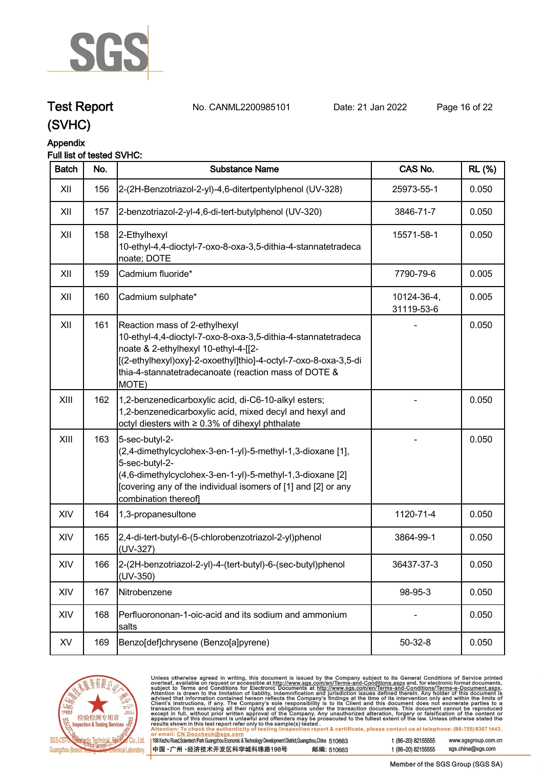# Test Report (SVHC)

No. CANML2200985101 Date: 21 Jan 2022

Appendix

Full list of tested SVHC:

| Batch | No. | Substance Name | CAS No. | RL (%) |
|---|---|---|---|---|
| XII | 156 | 2-(2H-Benzotriazol-2-yl)-4,6-ditertpentylphenol (UV-328) | 25973-55-1 | 0.050 |
| XII | 157 | 2-benzotriazol-2-yl-4,6-di-tert-butylphenol (UV-320) | 3846-71-7 | 0.050 |
| XII | 158 | 2-Ethylhexyl 10-ethyl-4,4-dioctyl-7-oxo-8-oxa-3,5-dithia-4-stannatetradecanoate; DOTE | 15571-58-1 | 0.050 |
| XII | 159 | Cadmium fluoride* | 7790-79-6 | 0.005 |
| XII | 160 | Cadmium sulphate* | 10124-36-4, 31119-53-6 | 0.005 |
| XII | 161 | Reaction mass of 2-ethylhexyl 10-ethyl-4,4-dioctyl-7-oxo-8-oxa-3,5-dithia-4-stannatetradecanoate & 2-ethylhexyl 10-ethyl-4-[[2-[(2-ethylhexyl)oxy]-2-oxoethyl]thio]-4-octyl-7-oxo-8-oxa-3,5-dithia-4-stannatetradecanoate (reaction mass of DOTE & MOTE) | - | 0.050 |
| XIII | 162 | 1,2-benzenedicarboxylic acid, di-C6-10-alkyl esters; 1,2-benzenedicarboxylic acid, mixed decyl and hexyl and octyl diesters with ≥ 0.3% of dihexyl phthalate | - | 0.050 |
| XIII | 163 | 5-sec-butyl-2-(2,4-dimethylcyclohex-3-en-1-yl)-5-methyl-1,3-dioxane [1], 5-sec-butyl-2-(4,6-dimethylcyclohex-3-en-1-yl)-5-methyl-1,3-dioxane [2] [covering any of the individual isomers of [1] and [2] or any combination thereof] | - | 0.050 |
| XIV | 164 | 1,3-propanesultone | 1120-71-4 | 0.050 |
| XIV | 165 | 2,4-di-tert-butyl-6-(5-chlorobenzotriazol-2-yl)phenol (UV-327) | 3864-99-1 | 0.050 |
| XIV | 166 | 2-(2H-benzotriazol-2-yl)-4-(tert-butyl)-6-(sec-butyl)phenol (UV-350) | 36437-37-3 | 0.050 |
| XIV | 167 | Nitrobenzene | 98-95-3 | 0.050 |
| XIV | 168 | Perfluorononan-1-oic-acid and its sodium and ammonium salts | - | 0.050 |
| XV | 169 | Benzo[def]chrysene (Benzo[a]pyrene) | 50-32-8 | 0.050 |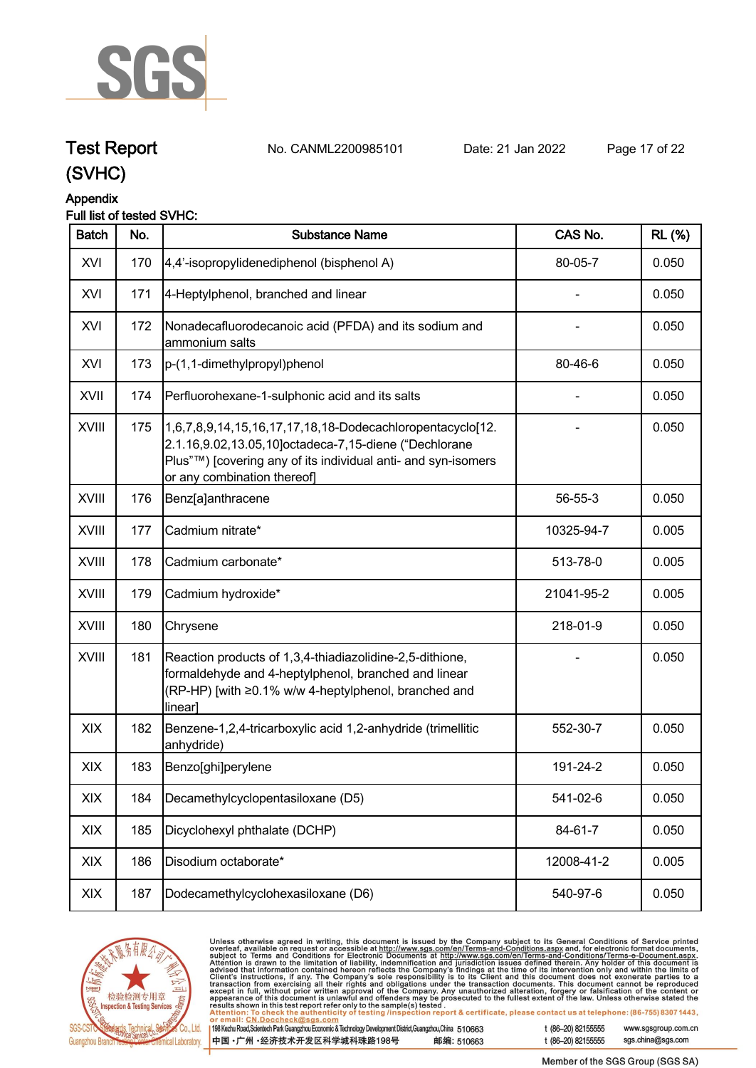# Test Report (SVHC)

No. CANML2200985101 Date: 21 Jan 2022

Appendix

Full list of tested SVHC:

| Batch | No. | Substance Name | CAS No. | RL (%) |
|---|---|---|---|---|
| XVI | 170 | 4,4’-isopropylidenediphenol (bisphenol A) | 80-05-7 | 0.050 |
| XVI | 171 | 4-Heptylphenol, branched and linear | - | 0.050 |
| XVI | 172 | Nonadecafluorodecanoic acid (PFDA) and its sodium and ammonium salts | - | 0.050 |
| XVI | 173 | p-(1,1-dimethylpropyl)phenol | 80-46-6 | 0.050 |
| XVII | 174 | Perfluorohexane-1-sulphonic acid and its salts | - | 0.050 |
| XVIII | 175 | 1,6,7,8,9,14,15,16,17,17,18,18-Dodecachloropentacyclo[12.2.1.16,9.02,13.05,10]octadeca-7,15-diene (“Dechlorane Plus”™) [covering any of its individual anti- and syn-isomers or any combination thereof] | - | 0.050 |
| XVIII | 176 | Benz[a]anthracene | 56-55-3 | 0.050 |
| XVIII | 177 | Cadmium nitrate* | 10325-94-7 | 0.005 |
| XVIII | 178 | Cadmium carbonate* | 513-78-0 | 0.005 |
| XVIII | 179 | Cadmium hydroxide* | 21041-95-2 | 0.005 |
| XVIII | 180 | Chrysene | 218-01-9 | 0.050 |
| XVIII | 181 | Reaction products of 1,3,4-thiadiazolidine-2,5-dithione, formaldehyde and 4-heptylphenol, branched and linear (RP-HP) [with ≥0.1% w/w 4-heptylphenol, branched and linear] | - | 0.050 |
| XIX | 182 | Benzene-1,2,4-tricarboxylic acid 1,2-anhydride (trimellitic anhydride) | 552-30-7 | 0.050 |
| XIX | 183 | Benzo[ghi]perylene | 191-24-2 | 0.050 |
| XIX | 184 | Decamethylcyclopentasiloxane (D5) | 541-02-6 | 0.050 |
| XIX | 185 | Dicyclohexyl phthalate (DCHP) | 84-61-7 | 0.050 |
| XIX | 186 | Disodium octaborate* | 12008-41-2 | 0.005 |
| XIX | 187 | Dodecamethylcyclohexasiloxane (D6) | 540-97-6 | 0.050 |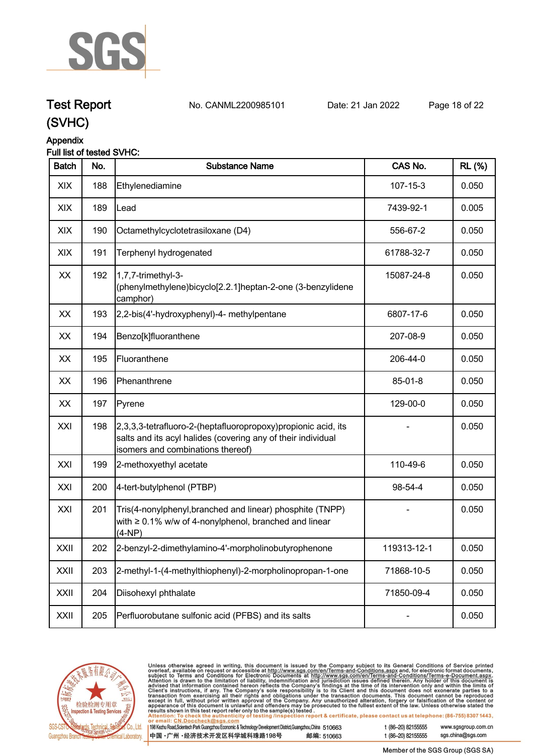# Test Report (SVHC)

No. CANML2200985101 Date: 21 Jan 2022

## Appendix

**Full list of tested SVHC:**

| Batch | No. | Substance Name | CAS No. | RL (%) |
|---|---|---|---|---|
| XIX | 188 | Ethylenediamine | 107-15-3 | 0.050 |
| XIX | 189 | Lead | 7439-92-1 | 0.005 |
| XIX | 190 | Octamethylcyclotetrasiloxane (D4) | 556-67-2 | 0.050 |
| XIX | 191 | Terphenyl hydrogenated | 61788-32-7 | 0.050 |
| XX | 192 | 1,7,7-trimethyl-3-(phenylmethylene)bicyclo[2.2.1]heptan-2-one (3-benzylidene camphor) | 15087-24-8 | 0.050 |
| XX | 193 | 2,2-bis(4'-hydroxyphenyl)-4- methylpentane | 6807-17-6 | 0.050 |
| XX | 194 | Benzo[k]fluoranthene | 207-08-9 | 0.050 |
| XX | 195 | Fluoranthene | 206-44-0 | 0.050 |
| XX | 196 | Phenanthrene | 85-01-8 | 0.050 |
| XX | 197 | Pyrene | 129-00-0 | 0.050 |
| XXI | 198 | 2,3,3,3-tetrafluoro-2-(heptafluoropropoxy)propionic acid, its salts and its acyl halides (covering any of their individual isomers and combinations thereof) | - | 0.050 |
| XXI | 199 | 2-methoxyethyl acetate | 110-49-6 | 0.050 |
| XXI | 200 | 4-tert-butylphenol (PTBP) | 98-54-4 | 0.050 |
| XXI | 201 | Tris(4-nonylphenyl,branched and linear) phosphite (TNPP) with ≥ 0.1% w/w of 4-nonylphenol, branched and linear (4-NP) | - | 0.050 |
| XXII | 202 | 2-benzyl-2-dimethylamino-4'-morpholinobutyrophenone | 119313-12-1 | 0.050 |
| XXII | 203 | 2-methyl-1-(4-methylthiophenyl)-2-morpholinopropan-1-one | 71868-10-5 | 0.050 |
| XXII | 204 | Diisohexyl phthalate | 71850-09-4 | 0.050 |
| XXII | 205 | Perfluorobutane sulfonic acid (PFBS) and its salts | - | 0.050 |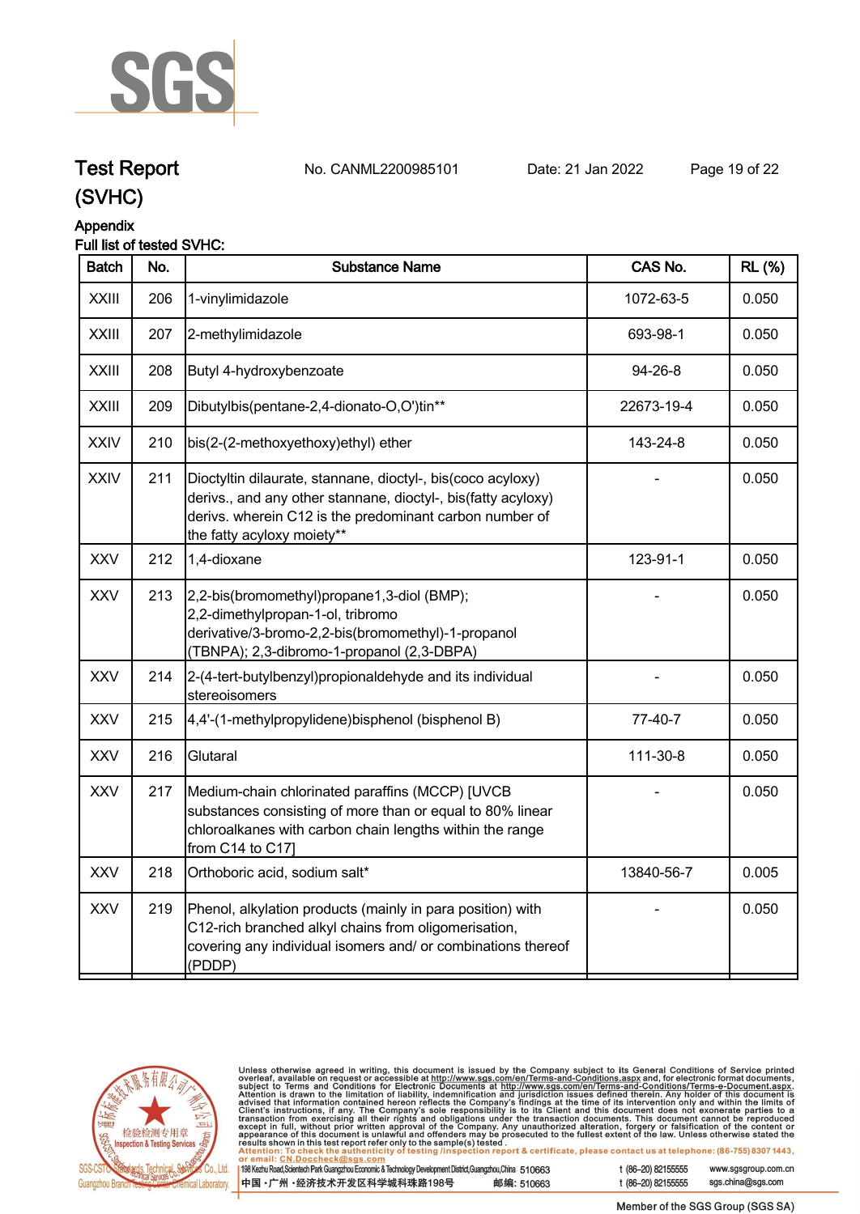## Test Report (SVHC)

No. CANML2200985101 Date: 21 Jan 2022

### Appendix

**Full list of tested SVHC:**

| Batch | No. | Substance Name | CAS No. | RL (%) |
|---|---|---|---|---|
| XXIII | 206 | 1-vinylimidazole | 1072-63-5 | 0.050 |
| XXIII | 207 | 2-methylimidazole | 693-98-1 | 0.050 |
| XXIII | 208 | Butyl 4-hydroxybenzoate | 94-26-8 | 0.050 |
| XXIII | 209 | Dibutylbis(pentane-2,4-dionato-O,O')tin** | 22673-19-4 | 0.050 |
| XXIV | 210 | bis(2-(2-methoxyethoxy)ethyl) ether | 143-24-8 | 0.050 |
| XXIV | 211 | Dioctyltin dilaurate, stannane, dioctyl-, bis(coco acyloxy) derivs., and any other stannane, dioctyl-, bis(fatty acyloxy) derivs. wherein C12 is the predominant carbon number of the fatty acyloxy moiety** | - | 0.050 |
| XXV | 212 | 1,4-dioxane | 123-91-1 | 0.050 |
| XXV | 213 | 2,2-bis(bromomethyl)propane1,3-diol (BMP); 2,2-dimethylpropan-1-ol, tribromo derivative/3-bromo-2,2-bis(bromomethyl)-1-propanol (TBNPA); 2,3-dibromo-1-propanol (2,3-DBPA) | - | 0.050 |
| XXV | 214 | 2-(4-tert-butylbenzyl)propionaldehyde and its individual stereoisomers | - | 0.050 |
| XXV | 215 | 4,4'-(1-methylpropylidene)bisphenol (bisphenol B) | 77-40-7 | 0.050 |
| XXV | 216 | Glutaral | 111-30-8 | 0.050 |
| XXV | 217 | Medium-chain chlorinated paraffins (MCCP) [UVCB substances consisting of more than or equal to 80% linear chloroalkanes with carbon chain lengths within the range from C14 to C17] | - | 0.050 |
| XXV | 218 | Orthoboric acid, sodium salt* | 13840-56-7 | 0.005 |
| XXV | 219 | Phenol, alkylation products (mainly in para position) with C12-rich branched alkyl chains from oligomerisation, covering any individual isomers and/ or combinations thereof (PDDP) | - | 0.050 |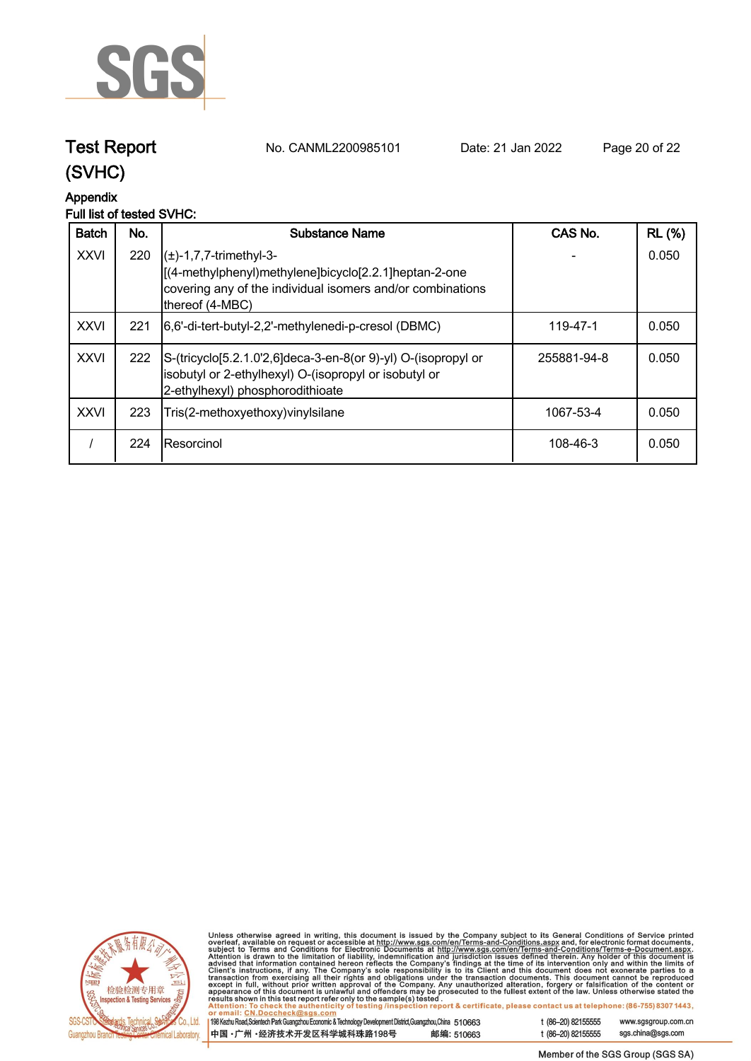# Test Report (SVHC)

No. CANML2200985101 Date: 21 Jan 2022

## Appendix

Full list of tested SVHC:

| Batch | No. | Substance Name | CAS No. | RL (%) |
|---|---|---|---|---|
| XXVI | 220 | (±)-1,7,7-trimethyl-3-[(4-methylphenyl)methylene]bicyclo[2.2.1]heptan-2-one covering any of the individual isomers and/or combinations thereof (4-MBC) | - | 0.050 |
| XXVI | 221 | 6,6'-di-tert-butyl-2,2'-methylenedi-p-cresol (DBMC) | 119-47-1 | 0.050 |
| XXVI | 222 | S-(tricyclo[5.2.1.0'2,6]deca-3-en-8(or 9)-yl) O-(isopropyl or isobutyl or 2-ethylhexyl) O-(isopropyl or isobutyl or 2-ethylhexyl) phosphorodithioate | 255881-94-8 | 0.050 |
| XXVI | 223 | Tris(2-methoxyethoxy)vinylsilane | 1067-53-4 | 0.050 |
| / | 224 | Resorcinol | 108-46-3 | 0.050 |

Unless otherwise agreed in writing, this document is issued by the Company subject to its General Conditions of Service printed overleaf, available on request or accessible at http://www.sgs.com/en/Terms-and-Conditions.aspx and, for electronic format documents, subject to Terms and Conditions for Electronic Documents at http://www.sgs.com/en/Terms-and-Conditions/Terms-e-Document.aspx. Attention is drawn to the limitation of liability, indemnification and jurisdiction issues defined therein. Any holder of this document is advised that information contained hereon reflects the Company's findings at the time of its intervention only and within the limits of Client's instructions, if any. The Company's sole responsibility is to its Client and this document does not exonerate parties to a transaction from exercising all their rights and obligations under the transaction documents. This document cannot be reproduced except in full, without prior written approval of the Company. Any unauthorized alteration, forgery or falsification of the content or appearance of this document is unlawful and offenders may be prosecuted to the fullest extent of the law. Unless otherwise stated the results shown in this test report refer only to the sample(s) tested.

Attention: To check the authenticity of testing /inspection report & certificate, please contact us at telephone: (86-755) 8307 1443, or email: CN.Doccheck@sgs.com

SGS-CSTC Standards Technical Services Co., Ltd. Guangzhou Branch Testing Center Chemical Laboratory.

198 Kezhu Road,Scientech Park Guangzhou Economic & Technology Development District,Guangzhou,China 510663 t (86–20) 82155555 www.sgsgroup.com.cn

中国 · 广州 · 经济技术开发区科学城科珠路198号 邮编: 510663 t (86–20) 82155555 sgs.china@sgs.com

Member of the SGS Group (SGS SA)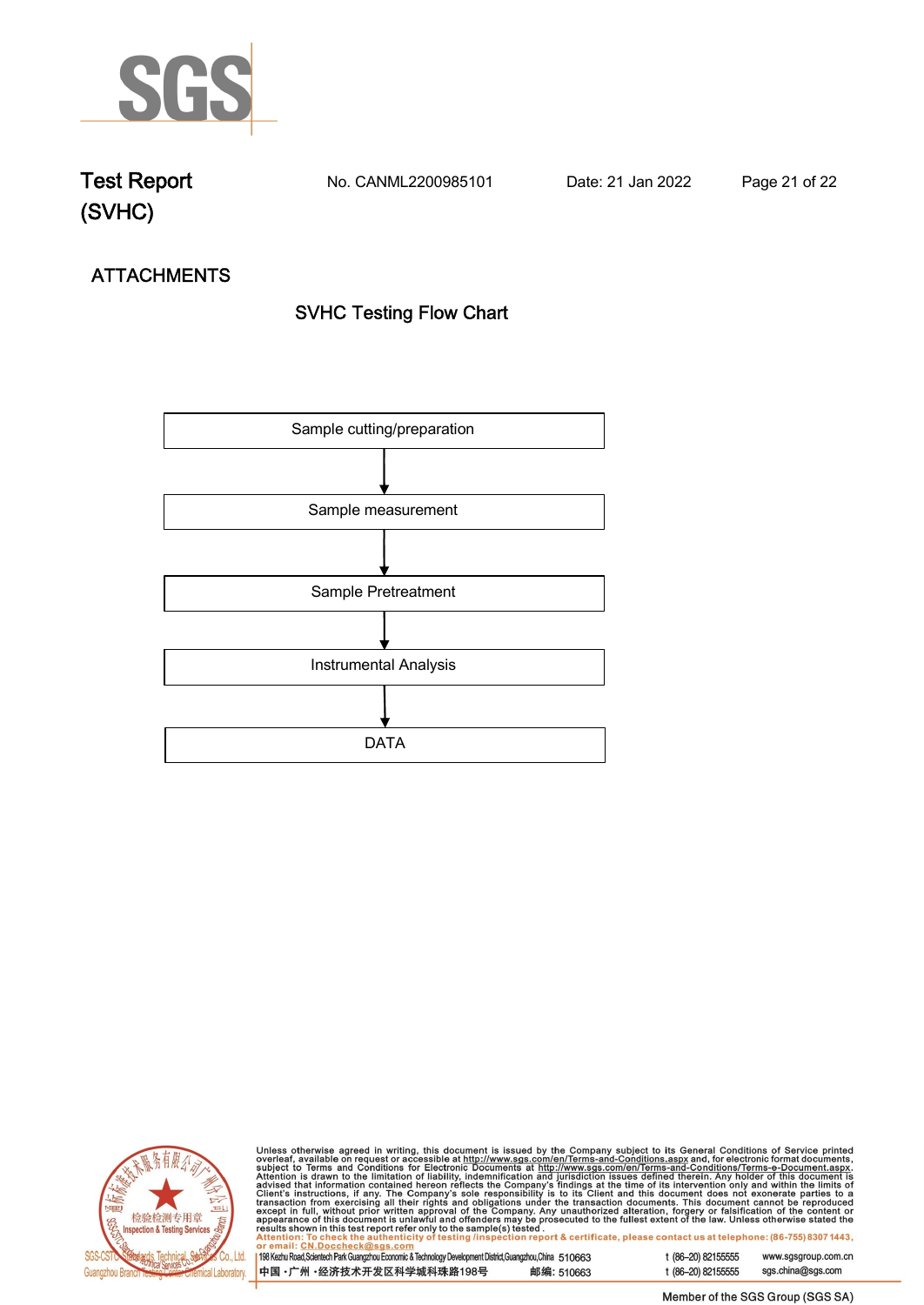# Test Report (SVHC)

No. CANML2200985101 Date: 21 Jan 2022

## ATTACHMENTS

### SVHC Testing Flow Chart

Sample cutting/preparation

↓

Sample measurement

↓

Sample Pretreatment

↓

Instrumental Analysis

↓

DATA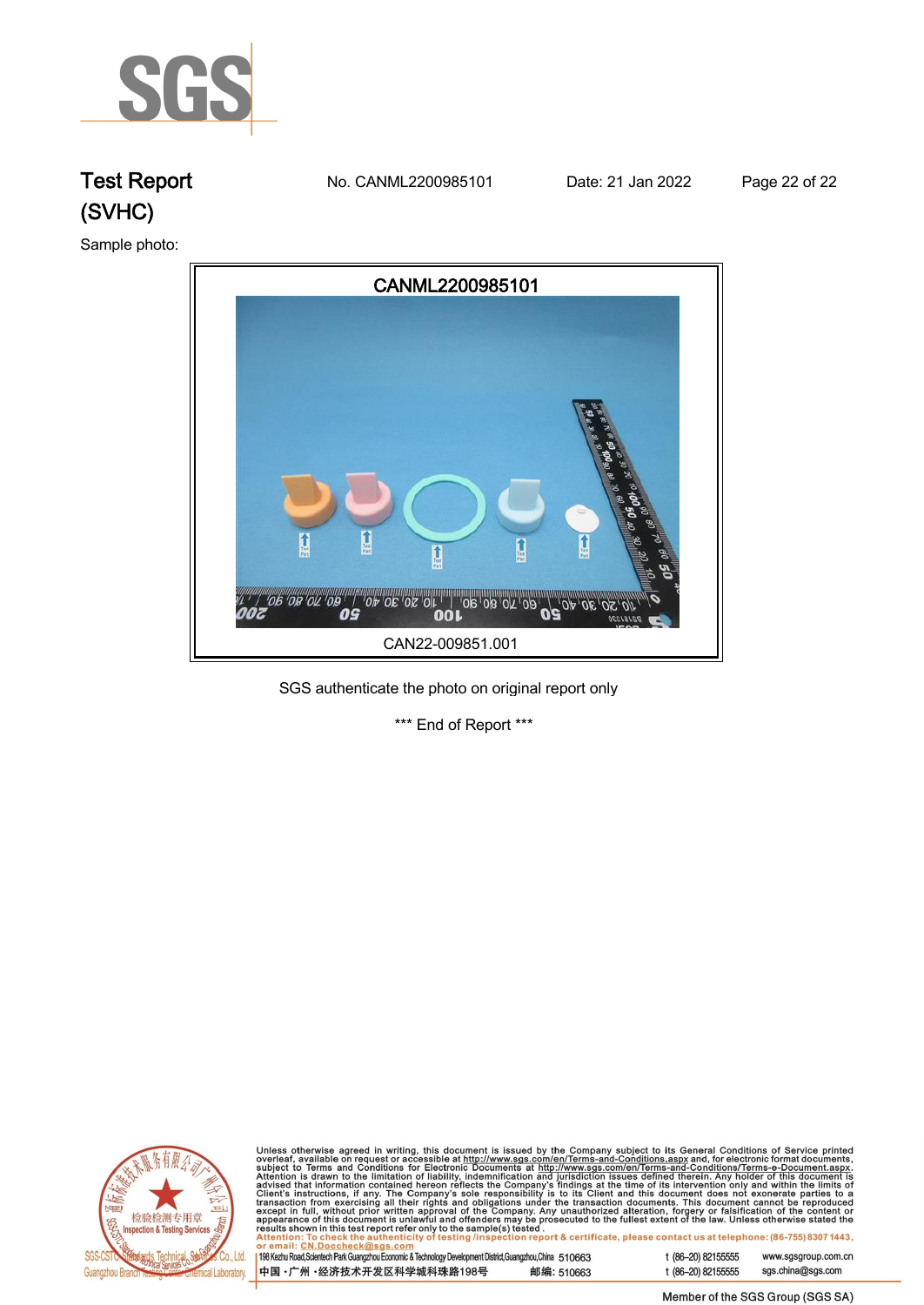Sample photo:

CANML2200985101

CAN22-009851.001

SGS authenticate the photo on original report only

\*\*\* End of Report \*\*\*

Unless otherwise agreed in writing, this document is issued by the Company subject to its General Conditions of Service printed overleaf, available on request or accessible at http://www.sgs.com/en/Terms-and-Conditions.aspx and, for electronic format documents, subject to Terms and Conditions for Electronic Documents at http://www.sgs.com/en/Terms-and-Conditions/Terms-e-Document.aspx. Attention is drawn to the limitation of liability, indemnification and jurisdiction issues defined therein. Any holder of this document is advised that information contained hereon reflects the Company's findings at the time of its intervention only and within the limits of Client's instructions, if any. The Company's sole responsibility is to its Client and this document does not exonerate parties to a transaction from exercising all their rights and obligations under the transaction documents. This document cannot be reproduced except in full, without prior written approval of the Company. Any unauthorized alteration, forgery or falsification of the content or appearance of this document is unlawful and offenders may be prosecuted to the fullest extent of the law. Unless otherwise stated the results shown in this test report refer only to the sample(s) tested.

Attention: To check the authenticity of testing /inspection report & certificate, please contact us at telephone: (86-755) 8307 1443, or email: CN.Doccheck@sgs.com

198 Kezhu Road,Scientech Park Guangzhou Economic & Technology Development District,Guangzhou,China 510663 t (86–20) 82155555 www.sgsgroup.com.cn

中国 · 广州 · 经济技术开发区科学城科珠路198号 邮编: 510663 t (86–20) 82155555 sgs.china@sgs.com

Member of the SGS Group (SGS SA)